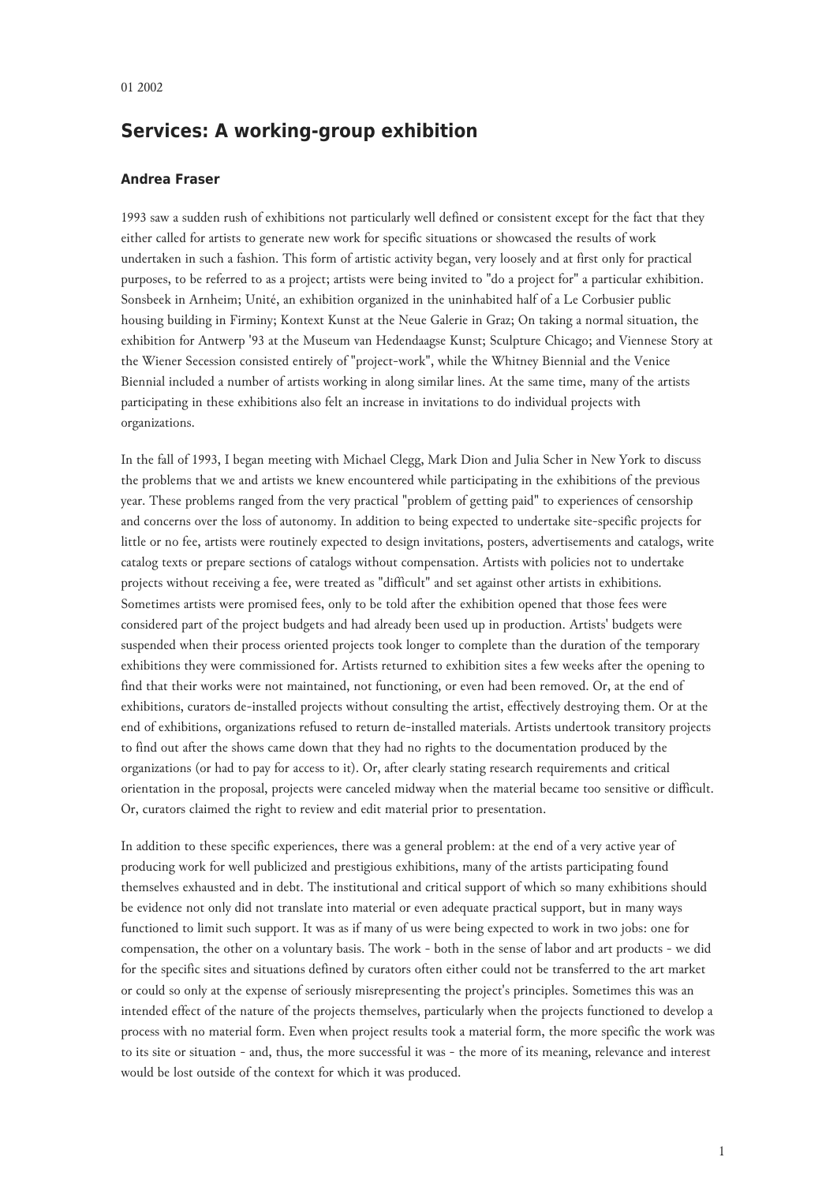01 2002

# Services: A working-group exhibition

**Andrea Fraser**

1993 saw a sudden rush of exhibitions not particularly well defined or consistent except for the fact that they either called for artists to generate new work for specific situations or showcased the results of work undertaken in such a fashion. This form of artistic activity began, very loosely and at first only for practical purposes, to be referred to as a project; artists were being invited to "do a project for" a particular exhibition. Sonsbeek in Arnheim; Unité, an exhibition organized in the uninhabited half of a Le Corbusier public housing building in Firminy; Kontext Kunst at the Neue Galerie in Graz; On taking a normal situation, the exhibition for Antwerp '93 at the Museum van Hedendaagse Kunst; Sculpture Chicago; and Viennese Story at the Wiener Secession consisted entirely of "project-work", while the Whitney Biennial and the Venice Biennial included a number of artists working in along similar lines. At the same time, many of the artists participating in these exhibitions also felt an increase in invitations to do individual projects with organizations.

In the fall of 1993, I began meeting with Michael Clegg, Mark Dion and Julia Scher in New York to discuss the problems that we and artists we knew encountered while participating in the exhibitions of the previous year. These problems ranged from the very practical "problem of getting paid" to experiences of censorship and concerns over the loss of autonomy. In addition to being expected to undertake site-specific projects for little or no fee, artists were routinely expected to design invitations, posters, advertisements and catalogs, write catalog texts or prepare sections of catalogs without compensation. Artists with policies not to undertake projects without receiving a fee, were treated as "difficult" and set against other artists in exhibitions. Sometimes artists were promised fees, only to be told after the exhibition opened that those fees were considered part of the project budgets and had already been used up in production. Artists' budgets were suspended when their process oriented projects took longer to complete than the duration of the temporary exhibitions they were commissioned for. Artists returned to exhibition sites a few weeks after the opening to find that their works were not maintained, not functioning, or even had been removed. Or, at the end of exhibitions, curators de-installed projects without consulting the artist, effectively destroying them. Or at the end of exhibitions, organizations refused to return de-installed materials. Artists undertook transitory projects to find out after the shows came down that they had no rights to the documentation produced by the organizations (or had to pay for access to it). Or, after clearly stating research requirements and critical orientation in the proposal, projects were canceled midway when the material became too sensitive or difficult. Or, curators claimed the right to review and edit material prior to presentation.

In addition to these specific experiences, there was a general problem: at the end of a very active year of producing work for well publicized and prestigious exhibitions, many of the artists participating found themselves exhausted and in debt. The institutional and critical support of which so many exhibitions should be evidence not only did not translate into material or even adequate practical support, but in many ways functioned to limit such support. It was as if many of us were being expected to work in two jobs: one for compensation, the other on a voluntary basis. The work - both in the sense of labor and art products - we did for the specific sites and situations defined by curators often either could not be transferred to the art market or could so only at the expense of seriously misrepresenting the project's principles. Sometimes this was an intended effect of the nature of the projects themselves, particularly when the projects functioned to develop a process with no material form. Even when project results took a material form, the more specific the work was to its site or situation - and, thus, the more successful it was - the more of its meaning, relevance and interest would be lost outside of the context for which it was produced.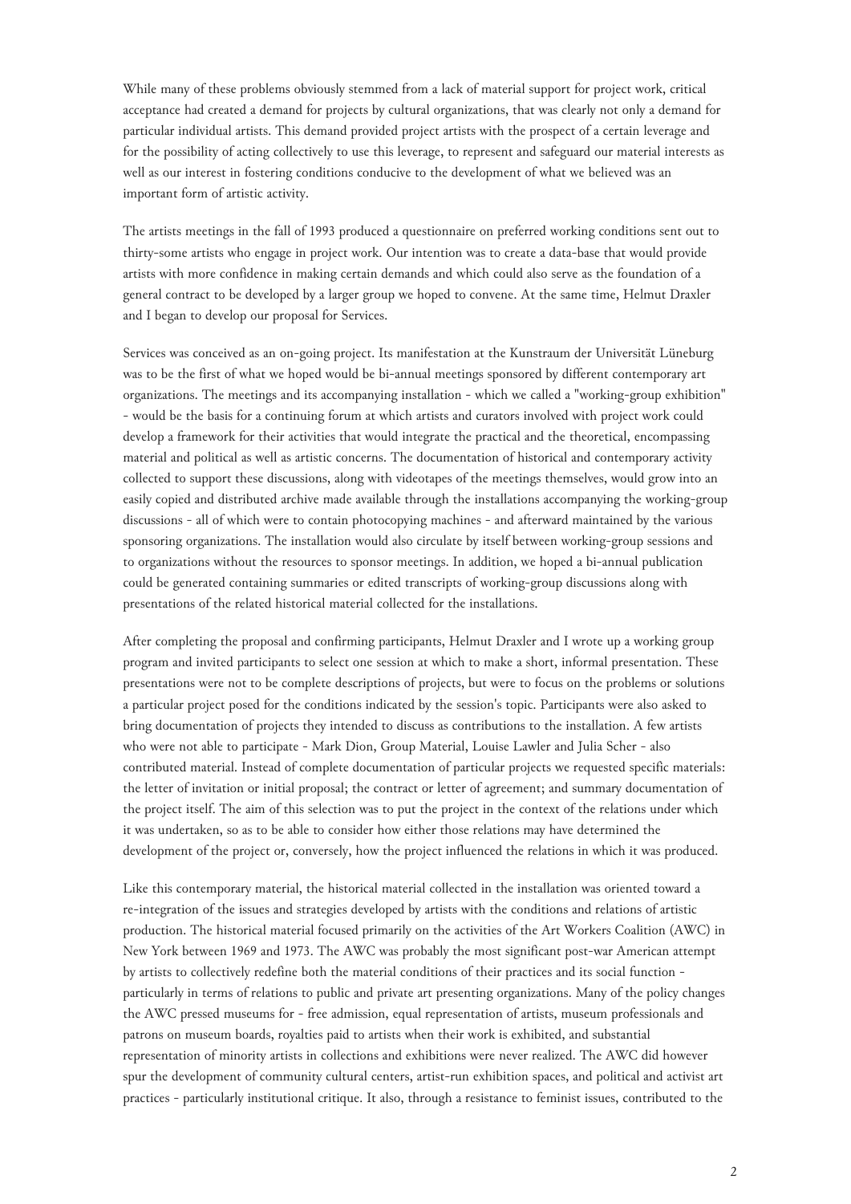While many of these problems obviously stemmed from a lack of material support for project work, critical acceptance had created a demand for projects by cultural organizations, that was clearly not only a demand for particular individual artists. This demand provided project artists with the prospect of a certain leverage and for the possibility of acting collectively to use this leverage, to represent and safeguard our material interests as well as our interest in fostering conditions conducive to the development of what we believed was an important form of artistic activity.

The artists meetings in the fall of 1993 produced a questionnaire on preferred working conditions sent out to thirty-some artists who engage in project work. Our intention was to create a data-base that would provide artists with more confidence in making certain demands and which could also serve as the foundation of a general contract to be developed by a larger group we hoped to convene. At the same time, Helmut Draxler and I began to develop our proposal for Services.

Services was conceived as an on-going project. Its manifestation at the Kunstraum der Universität Lüneburg was to be the first of what we hoped would be bi-annual meetings sponsored by different contemporary art organizations. The meetings and its accompanying installation - which we called a "working-group exhibition" - would be the basis for a continuing forum at which artists and curators involved with project work could develop a framework for their activities that would integrate the practical and the theoretical, encompassing material and political as well as artistic concerns. The documentation of historical and contemporary activity collected to support these discussions, along with videotapes of the meetings themselves, would grow into an easily copied and distributed archive made available through the installations accompanying the working-group discussions - all of which were to contain photocopying machines - and afterward maintained by the various sponsoring organizations. The installation would also circulate by itself between working-group sessions and to organizations without the resources to sponsor meetings. In addition, we hoped a bi-annual publication could be generated containing summaries or edited transcripts of working-group discussions along with presentations of the related historical material collected for the installations.

After completing the proposal and confirming participants, Helmut Draxler and I wrote up a working group program and invited participants to select one session at which to make a short, informal presentation. These presentations were not to be complete descriptions of projects, but were to focus on the problems or solutions a particular project posed for the conditions indicated by the session's topic. Participants were also asked to bring documentation of projects they intended to discuss as contributions to the installation. A few artists who were not able to participate - Mark Dion, Group Material, Louise Lawler and Julia Scher - also contributed material. Instead of complete documentation of particular projects we requested specific materials: the letter of invitation or initial proposal; the contract or letter of agreement; and summary documentation of the project itself. The aim of this selection was to put the project in the context of the relations under which it was undertaken, so as to be able to consider how either those relations may have determined the development of the project or, conversely, how the project influenced the relations in which it was produced.

Like this contemporary material, the historical material collected in the installation was oriented toward a re-integration of the issues and strategies developed by artists with the conditions and relations of artistic production. The historical material focused primarily on the activities of the Art Workers Coalition (AWC) in New York between 1969 and 1973. The AWC was probably the most significant post-war American attempt by artists to collectively redefine both the material conditions of their practices and its social function - particularly in terms of relations to public and private art presenting organizations. Many of the policy changes the AWC pressed museums for - free admission, equal representation of artists, museum professionals and patrons on museum boards, royalties paid to artists when their work is exhibited, and substantial representation of minority artists in collections and exhibitions were never realized. The AWC did however spur the development of community cultural centers, artist-run exhibition spaces, and political and activist art practices - particularly institutional critique. It also, through a resistance to feminist issues, contributed to the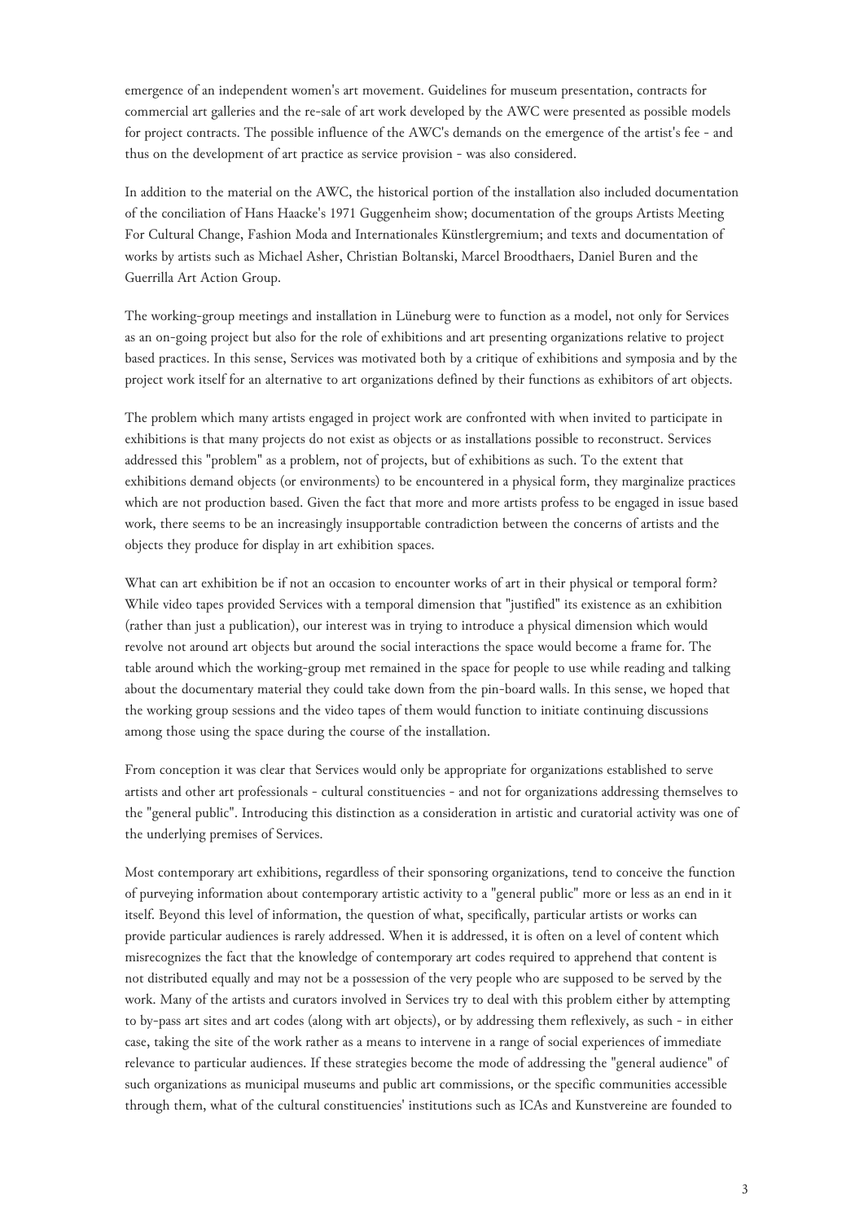emergence of an independent women's art movement. Guidelines for museum presentation, contracts for commercial art galleries and the re-sale of art work developed by the AWC were presented as possible models for project contracts. The possible influence of the AWC's demands on the emergence of the artist's fee - and thus on the development of art practice as service provision - was also considered.

In addition to the material on the AWC, the historical portion of the installation also included documentation of the conciliation of Hans Haacke's 1971 Guggenheim show; documentation of the groups Artists Meeting For Cultural Change, Fashion Moda and Internationales Künstlergremium; and texts and documentation of works by artists such as Michael Asher, Christian Boltanski, Marcel Broodthaers, Daniel Buren and the Guerrilla Art Action Group.

The working-group meetings and installation in Lüneburg were to function as a model, not only for Services as an on-going project but also for the role of exhibitions and art presenting organizations relative to project based practices. In this sense, Services was motivated both by a critique of exhibitions and symposia and by the project work itself for an alternative to art organizations defined by their functions as exhibitors of art objects.

The problem which many artists engaged in project work are confronted with when invited to participate in exhibitions is that many projects do not exist as objects or as installations possible to reconstruct. Services addressed this "problem" as a problem, not of projects, but of exhibitions as such. To the extent that exhibitions demand objects (or environments) to be encountered in a physical form, they marginalize practices which are not production based. Given the fact that more and more artists profess to be engaged in issue based work, there seems to be an increasingly insupportable contradiction between the concerns of artists and the objects they produce for display in art exhibition spaces.

What can art exhibition be if not an occasion to encounter works of art in their physical or temporal form? While video tapes provided Services with a temporal dimension that "justified" its existence as an exhibition (rather than just a publication), our interest was in trying to introduce a physical dimension which would revolve not around art objects but around the social interactions the space would become a frame for. The table around which the working-group met remained in the space for people to use while reading and talking about the documentary material they could take down from the pin-board walls. In this sense, we hoped that the working group sessions and the video tapes of them would function to initiate continuing discussions among those using the space during the course of the installation.

From conception it was clear that Services would only be appropriate for organizations established to serve artists and other art professionals - cultural constituencies - and not for organizations addressing themselves to the "general public". Introducing this distinction as a consideration in artistic and curatorial activity was one of the underlying premises of Services.

Most contemporary art exhibitions, regardless of their sponsoring organizations, tend to conceive the function of purveying information about contemporary artistic activity to a "general public" more or less as an end in it itself. Beyond this level of information, the question of what, specifically, particular artists or works can provide particular audiences is rarely addressed. When it is addressed, it is often on a level of content which misrecognizes the fact that the knowledge of contemporary art codes required to apprehend that content is not distributed equally and may not be a possession of the very people who are supposed to be served by the work. Many of the artists and curators involved in Services try to deal with this problem either by attempting to by-pass art sites and art codes (along with art objects), or by addressing them reflexively, as such - in either case, taking the site of the work rather as a means to intervene in a range of social experiences of immediate relevance to particular audiences. If these strategies become the mode of addressing the "general audience" of such organizations as municipal museums and public art commissions, or the specific communities accessible through them, what of the cultural constituencies' institutions such as ICAs and Kunstvereine are founded to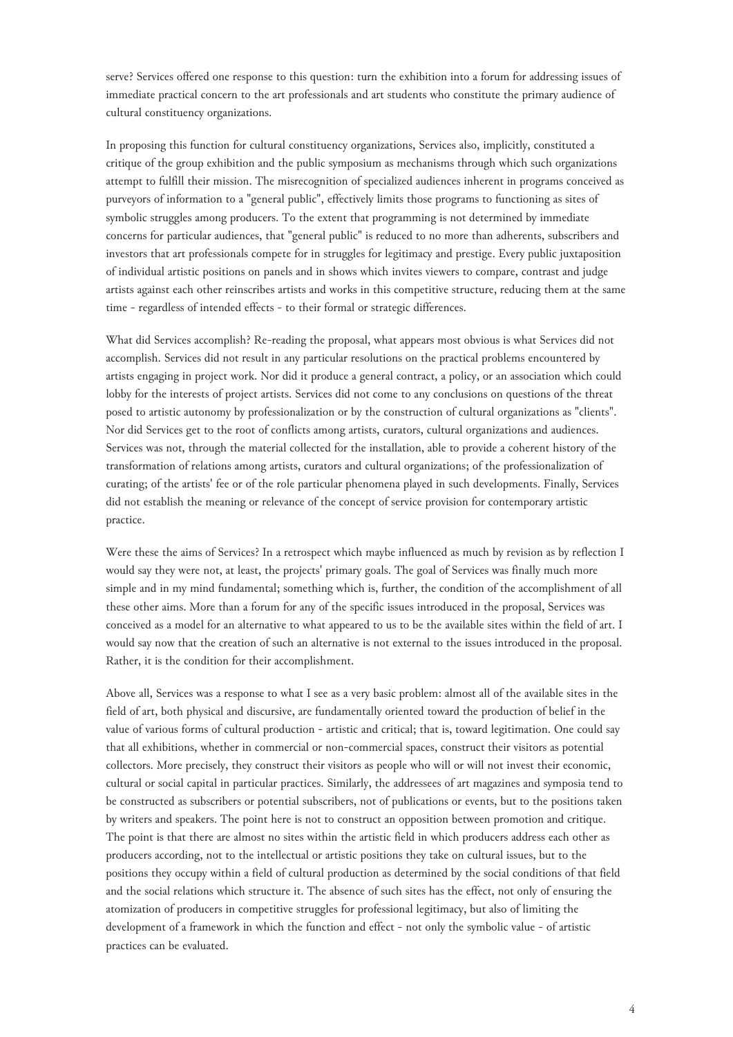serve? Services offered one response to this question: turn the exhibition into a forum for addressing issues of immediate practical concern to the art professionals and art students who constitute the primary audience of cultural constituency organizations.

In proposing this function for cultural constituency organizations, Services also, implicitly, constituted a critique of the group exhibition and the public symposium as mechanisms through which such organizations attempt to fulfill their mission. The misrecognition of specialized audiences inherent in programs conceived as purveyors of information to a "general public", effectively limits those programs to functioning as sites of symbolic struggles among producers. To the extent that programming is not determined by immediate concerns for particular audiences, that "general public" is reduced to no more than adherents, subscribers and investors that art professionals compete for in struggles for legitimacy and prestige. Every public juxtaposition of individual artistic positions on panels and in shows which invites viewers to compare, contrast and judge artists against each other reinscribes artists and works in this competitive structure, reducing them at the same time - regardless of intended effects - to their formal or strategic differences.

What did Services accomplish? Re-reading the proposal, what appears most obvious is what Services did not accomplish. Services did not result in any particular resolutions on the practical problems encountered by artists engaging in project work. Nor did it produce a general contract, a policy, or an association which could lobby for the interests of project artists. Services did not come to any conclusions on questions of the threat posed to artistic autonomy by professionalization or by the construction of cultural organizations as "clients". Nor did Services get to the root of conflicts among artists, curators, cultural organizations and audiences. Services was not, through the material collected for the installation, able to provide a coherent history of the transformation of relations among artists, curators and cultural organizations; of the professionalization of curating; of the artists' fee or of the role particular phenomena played in such developments. Finally, Services did not establish the meaning or relevance of the concept of service provision for contemporary artistic practice.

Were these the aims of Services? In a retrospect which maybe influenced as much by revision as by reflection I would say they were not, at least, the projects' primary goals. The goal of Services was finally much more simple and in my mind fundamental; something which is, further, the condition of the accomplishment of all these other aims. More than a forum for any of the specific issues introduced in the proposal, Services was conceived as a model for an alternative to what appeared to us to be the available sites within the field of art. I would say now that the creation of such an alternative is not external to the issues introduced in the proposal. Rather, it is the condition for their accomplishment.

Above all, Services was a response to what I see as a very basic problem: almost all of the available sites in the field of art, both physical and discursive, are fundamentally oriented toward the production of belief in the value of various forms of cultural production - artistic and critical; that is, toward legitimation. One could say that all exhibitions, whether in commercial or non-commercial spaces, construct their visitors as potential collectors. More precisely, they construct their visitors as people who will or will not invest their economic, cultural or social capital in particular practices. Similarly, the addressees of art magazines and symposia tend to be constructed as subscribers or potential subscribers, not of publications or events, but to the positions taken by writers and speakers. The point here is not to construct an opposition between promotion and critique. The point is that there are almost no sites within the artistic field in which producers address each other as producers according, not to the intellectual or artistic positions they take on cultural issues, but to the positions they occupy within a field of cultural production as determined by the social conditions of that field and the social relations which structure it. The absence of such sites has the effect, not only of ensuring the atomization of producers in competitive struggles for professional legitimacy, but also of limiting the development of a framework in which the function and effect - not only the symbolic value - of artistic practices can be evaluated.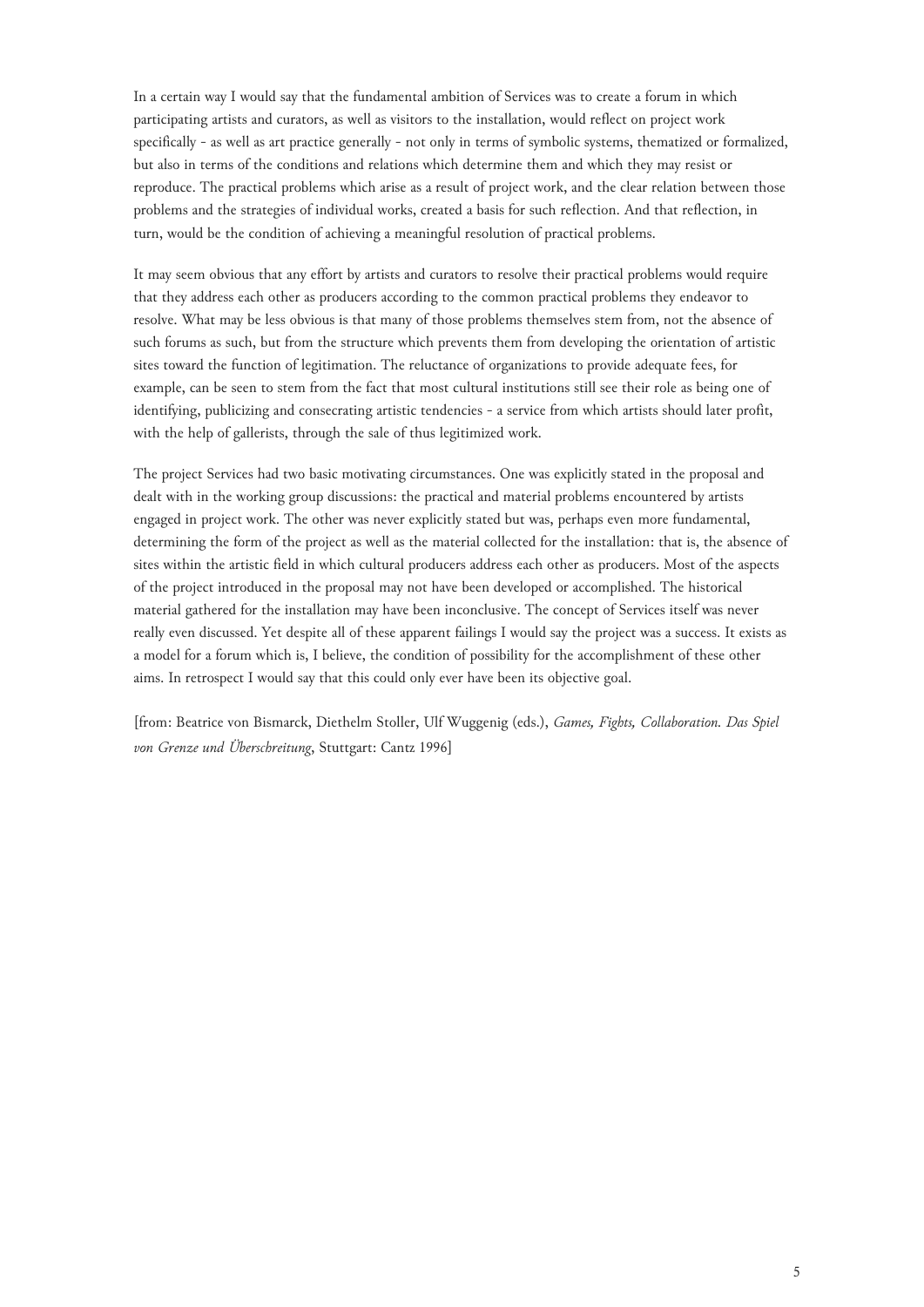In a certain way I would say that the fundamental ambition of Services was to create a forum in which participating artists and curators, as well as visitors to the installation, would reflect on project work specifically - as well as art practice generally - not only in terms of symbolic systems, thematized or formalized, but also in terms of the conditions and relations which determine them and which they may resist or reproduce. The practical problems which arise as a result of project work, and the clear relation between those problems and the strategies of individual works, created a basis for such reflection. And that reflection, in turn, would be the condition of achieving a meaningful resolution of practical problems.

It may seem obvious that any effort by artists and curators to resolve their practical problems would require that they address each other as producers according to the common practical problems they endeavor to resolve. What may be less obvious is that many of those problems themselves stem from, not the absence of such forums as such, but from the structure which prevents them from developing the orientation of artistic sites toward the function of legitimation. The reluctance of organizations to provide adequate fees, for example, can be seen to stem from the fact that most cultural institutions still see their role as being one of identifying, publicizing and consecrating artistic tendencies - a service from which artists should later profit, with the help of gallerists, through the sale of thus legitimized work.

The project Services had two basic motivating circumstances. One was explicitly stated in the proposal and dealt with in the working group discussions: the practical and material problems encountered by artists engaged in project work. The other was never explicitly stated but was, perhaps even more fundamental, determining the form of the project as well as the material collected for the installation: that is, the absence of sites within the artistic field in which cultural producers address each other as producers. Most of the aspects of the project introduced in the proposal may not have been developed or accomplished. The historical material gathered for the installation may have been inconclusive. The concept of Services itself was never really even discussed. Yet despite all of these apparent failings I would say the project was a success. It exists as a model for a forum which is, I believe, the condition of possibility for the accomplishment of these other aims. In retrospect I would say that this could only ever have been its objective goal.

[from: Beatrice von Bismarck, Diethelm Stoller, Ulf Wuggenig (eds.), *Games, Fights, Collaboration. Das Spiel von Grenze und Überschreitung*, Stuttgart: Cantz 1996]